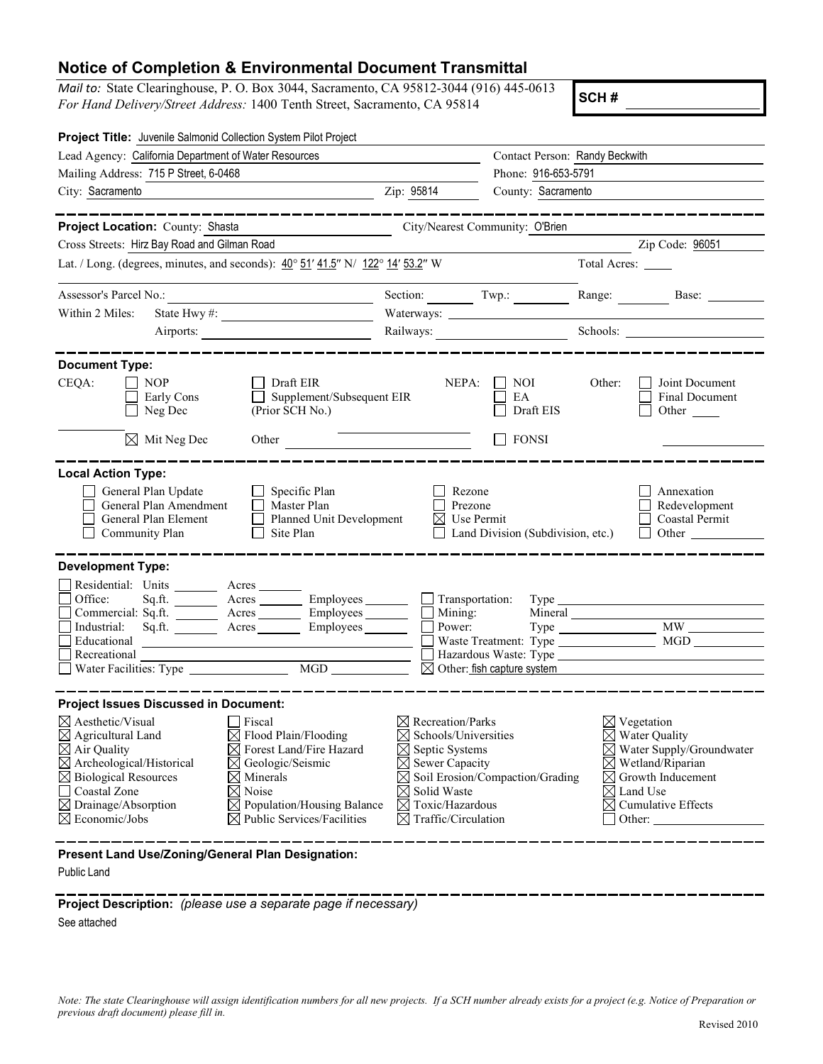# Notice of Completion & Environmental Document Transmittal

*Mail to:* State Clearinghouse, P. O. Box 3044, Sacramento, CA 95812-3044 (916) 445-0613
*For Hand Delivery/Street Address:* 1400 Tenth Street, Sacramento, CA 95814

**SCH #**

**Project Title:** Juvenile Salmonid Collection System Pilot Project

Lead Agency: California Department of Water Resources
Contact Person: Randy Beckwith
Mailing Address: 715 P Street, 6-0468
Phone: 916-653-5791
City: Sacramento
Zip: 95814
County: Sacramento

**Project Location:** County: Shasta
City/Nearest Community: O'Brien
Cross Streets: Hirz Bay Road and Gilman Road
Zip Code: 96051
Lat. / Long. (degrees, minutes, and seconds): 40° 51′ 41.5″ N/ 122° 14′ 53.2″ W
Total Acres:

Assessor's Parcel No.:
Section:
Twp.:
Range:
Base:
Within 2 Miles: State Hwy #:
Waterways:
Airports:
Railways:
Schools:

**Document Type:**

CEQA:
- ☐ NOP
- ☐ Early Cons
- ☐ Neg Dec
- ☒ Mit Neg Dec
- ☐ Draft EIR
- ☐ Supplement/Subsequent EIR (Prior SCH No.)
- Other

NEPA:
- ☐ NOI
- ☐ EA
- ☐ Draft EIS
- ☐ FONSI

Other:
- ☐ Joint Document
- ☐ Final Document
- ☐ Other

**Local Action Type:**

- ☐ General Plan Update
- ☐ General Plan Amendment
- ☐ General Plan Element
- ☐ Community Plan
- ☐ Specific Plan
- ☐ Master Plan
- ☐ Planned Unit Development
- ☐ Site Plan
- ☐ Rezone
- ☐ Prezone
- ☒ Use Permit
- ☐ Land Division (Subdivision, etc.)
- ☐ Annexation
- ☐ Redevelopment
- ☐ Coastal Permit
- ☐ Other

**Development Type:**

- ☐ Residential: Units Acres
- ☐ Office: Sq.ft. Acres Employees
- ☐ Commercial: Sq.ft. Acres Employees
- ☐ Industrial: Sq.ft. Acres Employees
- ☐ Educational
- ☐ Recreational
- ☐ Water Facilities: Type MGD
- ☐ Transportation: Type
- ☐ Mining: Mineral
- ☐ Power: Type MW
- ☐ Waste Treatment: Type MGD
- ☐ Hazardous Waste: Type
- ☒ Other: fish capture system

**Project Issues Discussed in Document:**

- ☒ Aesthetic/Visual
- ☒ Agricultural Land
- ☒ Air Quality
- ☒ Archeological/Historical
- ☒ Biological Resources
- ☐ Coastal Zone
- ☒ Drainage/Absorption
- ☒ Economic/Jobs
- ☐ Fiscal
- ☒ Flood Plain/Flooding
- ☒ Forest Land/Fire Hazard
- ☒ Geologic/Seismic
- ☒ Minerals
- ☒ Noise
- ☒ Population/Housing Balance
- ☒ Public Services/Facilities
- ☒ Recreation/Parks
- ☒ Schools/Universities
- ☒ Septic Systems
- ☒ Sewer Capacity
- ☒ Soil Erosion/Compaction/Grading
- ☒ Solid Waste
- ☒ Toxic/Hazardous
- ☒ Traffic/Circulation
- ☒ Vegetation
- ☒ Water Quality
- ☒ Water Supply/Groundwater
- ☒ Wetland/Riparian
- ☒ Growth Inducement
- ☒ Land Use
- ☒ Cumulative Effects
- ☐ Other:

**Present Land Use/Zoning/General Plan Designation:**

Public Land

**Project Description:** *(please use a separate page if necessary)*

See attached

*Note: The state Clearinghouse will assign identification numbers for all new projects. If a SCH number already exists for a project (e.g. Notice of Preparation or previous draft document) please fill in.*

Revised 2010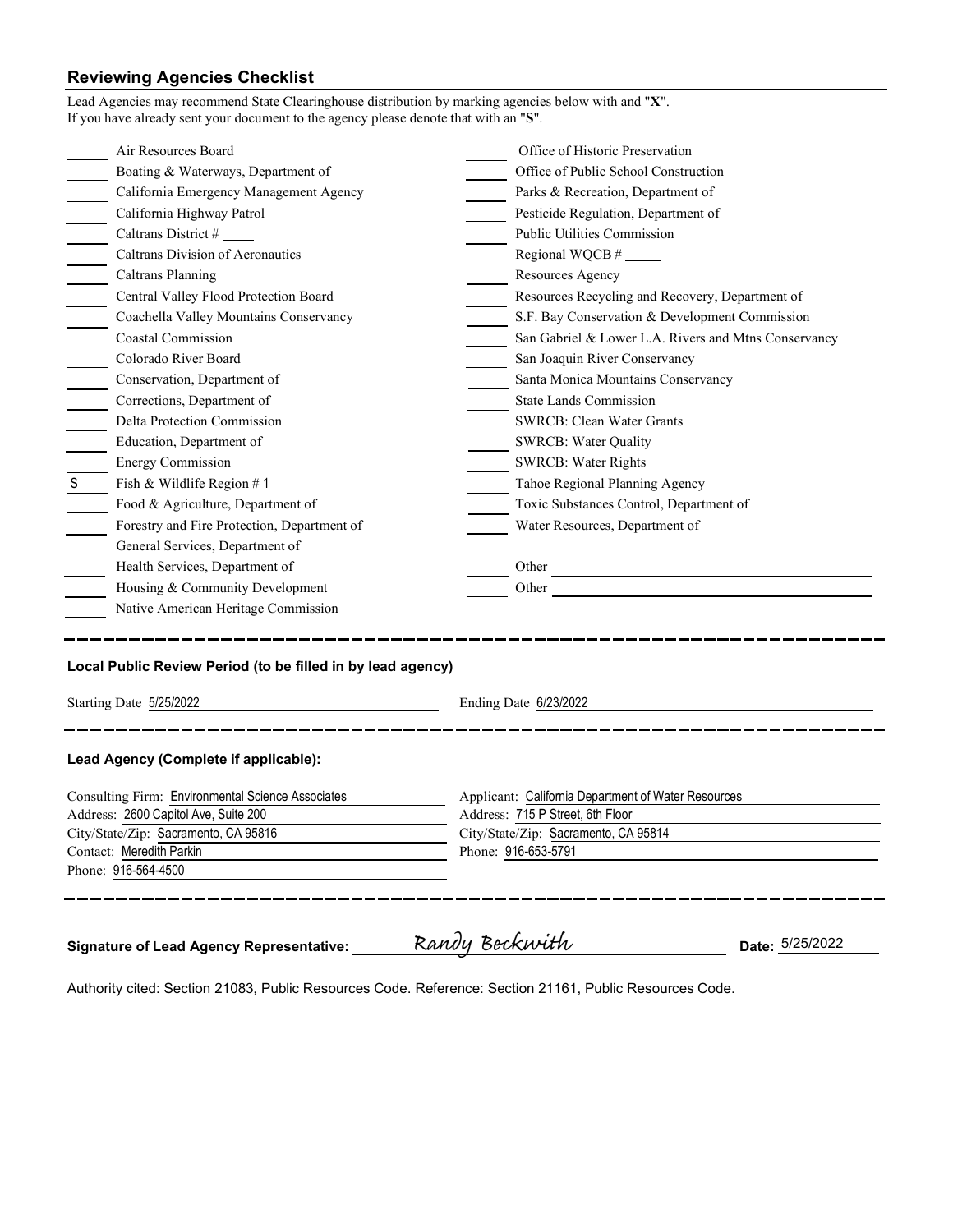## Reviewing Agencies Checklist

Lead Agencies may recommend State Clearinghouse distribution by marking agencies below with and "**X**".
If you have already sent your document to the agency please denote that with an "**S**".

| | | | |
|---|---|---|---|
| ____ | Air Resources Board | ____ | Office of Historic Preservation |
| ____ | Boating & Waterways, Department of | ____ | Office of Public School Construction |
| ____ | California Emergency Management Agency | ____ | Parks & Recreation, Department of |
| ____ | California Highway Patrol | ____ | Pesticide Regulation, Department of |
| ____ | Caltrans District # ____ | ____ | Public Utilities Commission |
| ____ | Caltrans Division of Aeronautics | ____ | Regional WQCB # ____ |
| ____ | Caltrans Planning | ____ | Resources Agency |
| ____ | Central Valley Flood Protection Board | ____ | Resources Recycling and Recovery, Department of |
| ____ | Coachella Valley Mountains Conservancy | ____ | S.F. Bay Conservation & Development Commission |
| ____ | Coastal Commission | ____ | San Gabriel & Lower L.A. Rivers and Mtns Conservancy |
| ____ | Colorado River Board | ____ | San Joaquin River Conservancy |
| ____ | Conservation, Department of | ____ | Santa Monica Mountains Conservancy |
| ____ | Corrections, Department of | ____ | State Lands Commission |
| ____ | Delta Protection Commission | ____ | SWRCB: Clean Water Grants |
| ____ | Education, Department of | ____ | SWRCB: Water Quality |
| ____ | Energy Commission | ____ | SWRCB: Water Rights |
| S | Fish & Wildlife Region # 1 | ____ | Tahoe Regional Planning Agency |
| ____ | Food & Agriculture, Department of | ____ | Toxic Substances Control, Department of |
| ____ | Forestry and Fire Protection, Department of | ____ | Water Resources, Department of |
| ____ | General Services, Department of | | |
| ____ | Health Services, Department of | ____ | Other ____________ |
| ____ | Housing & Community Development | ____ | Other ____________ |
| ____ | Native American Heritage Commission | | |

---

**Local Public Review Period (to be filled in by lead agency)**

Starting Date 5/25/2022 Ending Date 6/23/2022

---

**Lead Agency (Complete if applicable):**

Consulting Firm: Environmental Science Associates
Address: 2600 Capitol Ave, Suite 200
City/State/Zip: Sacramento, CA 95816
Contact: Meredith Parkin
Phone: 916-564-4500

Applicant: California Department of Water Resources
Address: 715 P Street, 6th Floor
City/State/Zip: Sacramento, CA 95814
Phone: 916-653-5791

---

**Signature of Lead Agency Representative:** Randy Beckwith **Date:** 5/25/2022

Authority cited: Section 21083, Public Resources Code. Reference: Section 21161, Public Resources Code.